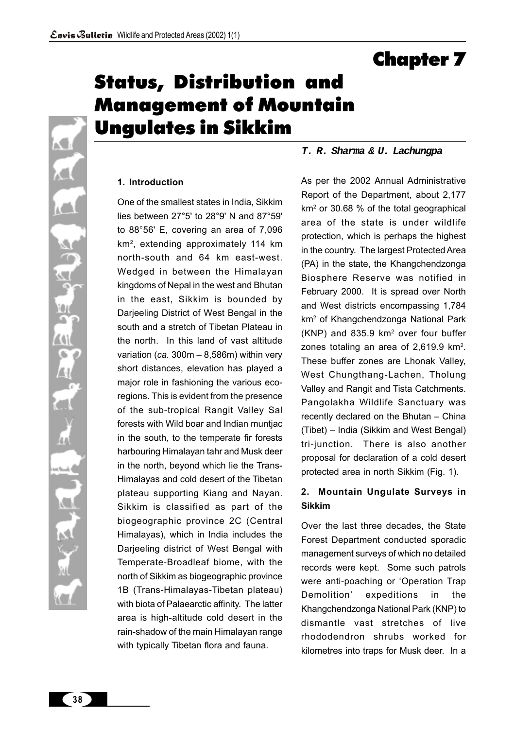# Chapter 7

# Status, Distribution and Management of Mountain Ungulates in Sikkim

***T. R. Sharma & U. Lachungpa***

### 1. Introduction

One of the smallest states in India, Sikkim lies between 27°5' to 28°9' N and 87°59' to 88°56' E, covering an area of 7,096 km$^2$, extending approximately 114 km north-south and 64 km east-west. Wedged in between the Himalayan kingdoms of Nepal in the west and Bhutan in the east, Sikkim is bounded by Darjeeling District of West Bengal in the south and a stretch of Tibetan Plateau in the north. In this land of vast altitude variation (*ca.* 300m – 8,586m) within very short distances, elevation has played a major role in fashioning the various eco-regions. This is evident from the presence of the sub-tropical Rangit Valley Sal forests with Wild boar and Indian muntjac in the south, to the temperate fir forests harbouring Himalayan tahr and Musk deer in the north, beyond which lie the Trans-Himalayas and cold desert of the Tibetan plateau supporting Kiang and Nayan. Sikkim is classified as part of the biogeographic province 2C (Central Himalayas), which in India includes the Darjeeling district of West Bengal with Temperate-Broadleaf biome, with the north of Sikkim as biogeographic province 1B (Trans-Himalayas-Tibetan plateau) with biota of Palaearctic affinity. The latter area is high-altitude cold desert in the rain-shadow of the main Himalayan range with typically Tibetan flora and fauna.

As per the 2002 Annual Administrative Report of the Department, about 2,177 km$^2$ or 30.68 % of the total geographical area of the state is under wildlife protection, which is perhaps the highest in the country. The largest Protected Area (PA) in the state, the Khangchendzonga Biosphere Reserve was notified in February 2000. It is spread over North and West districts encompassing 1,784 km$^2$ of Khangchendzonga National Park (KNP) and 835.9 km$^2$ over four buffer zones totaling an area of 2,619.9 km$^2$. These buffer zones are Lhonak Valley, West Chungthang-Lachen, Tholung Valley and Rangit and Tista Catchments. Pangolakha Wildlife Sanctuary was recently declared on the Bhutan – China (Tibet) – India (Sikkim and West Bengal) tri-junction. There is also another proposal for declaration of a cold desert protected area in north Sikkim (Fig. 1).

### 2. Mountain Ungulate Surveys in Sikkim

Over the last three decades, the State Forest Department conducted sporadic management surveys of which no detailed records were kept. Some such patrols were anti-poaching or 'Operation Trap Demolition' expeditions in the Khangchendzonga National Park (KNP) to dismantle vast stretches of live rhododendron shrubs worked for kilometres into traps for Musk deer. In a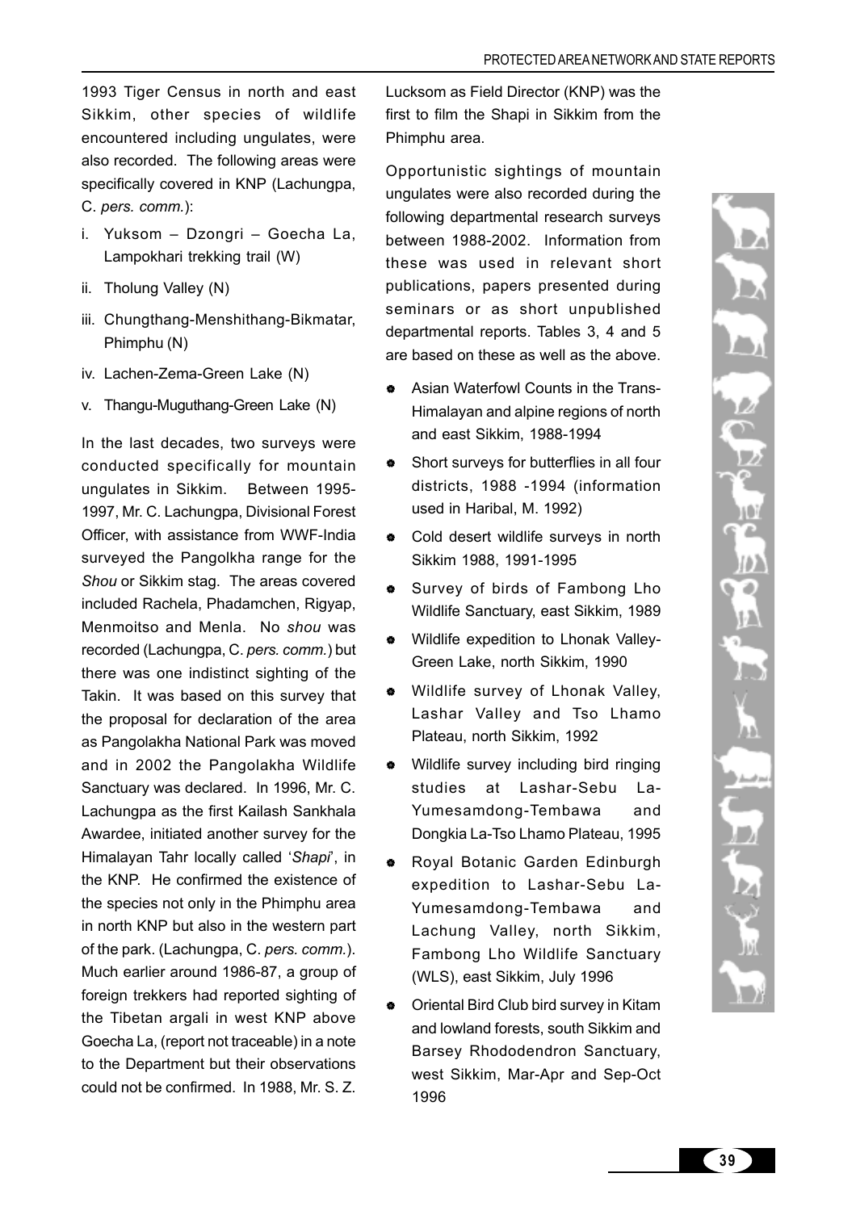1993 Tiger Census in north and east Sikkim, other species of wildlife encountered including ungulates, were also recorded. The following areas were specifically covered in KNP (Lachungpa, C. *pers. comm.*):

i. Yuksom – Dzongri – Goecha La, Lampokhari trekking trail (W)
ii. Tholung Valley (N)
iii. Chungthang-Menshithang-Bikmatar, Phimphu (N)
iv. Lachen-Zema-Green Lake (N)
v. Thangu-Muguthang-Green Lake (N)

In the last decades, two surveys were conducted specifically for mountain ungulates in Sikkim. Between 1995-1997, Mr. C. Lachungpa, Divisional Forest Officer, with assistance from WWF-India surveyed the Pangolkha range for the *Shou* or Sikkim stag. The areas covered included Rachela, Phadamchen, Rigyap, Menmoitso and Menla. No *shou* was recorded (Lachungpa, C. *pers. comm.*) but there was one indistinct sighting of the Takin. It was based on this survey that the proposal for declaration of the area as Pangolakha National Park was moved and in 2002 the Pangolakha Wildlife Sanctuary was declared. In 1996, Mr. C. Lachungpa as the first Kailash Sankhala Awardee, initiated another survey for the Himalayan Tahr locally called '*Shapi*', in the KNP. He confirmed the existence of the species not only in the Phimphu area in north KNP but also in the western part of the park. (Lachungpa, C. *pers. comm.*). Much earlier around 1986-87, a group of foreign trekkers had reported sighting of the Tibetan argali in west KNP above Goecha La, (report not traceable) in a note to the Department but their observations could not be confirmed. In 1988, Mr. S. Z. Lucksom as Field Director (KNP) was the first to film the Shapi in Sikkim from the Phimphu area.

Opportunistic sightings of mountain ungulates were also recorded during the following departmental research surveys between 1988-2002. Information from these was used in relevant short publications, papers presented during seminars or as short unpublished departmental reports. Tables 3, 4 and 5 are based on these as well as the above.

- Asian Waterfowl Counts in the Trans-Himalayan and alpine regions of north and east Sikkim, 1988-1994
- Short surveys for butterflies in all four districts, 1988 -1994 (information used in Haribal, M. 1992)
- Cold desert wildlife surveys in north Sikkim 1988, 1991-1995
- Survey of birds of Fambong Lho Wildlife Sanctuary, east Sikkim, 1989
- Wildlife expedition to Lhonak Valley-Green Lake, north Sikkim, 1990
- Wildlife survey of Lhonak Valley, Lashar Valley and Tso Lhamo Plateau, north Sikkim, 1992
- Wildlife survey including bird ringing studies at Lashar-Sebu La-Yumesamdong-Tembawa and Dongkia La-Tso Lhamo Plateau, 1995
- Royal Botanic Garden Edinburgh expedition to Lashar-Sebu La-Yumesamdong-Tembawa and Lachung Valley, north Sikkim, Fambong Lho Wildlife Sanctuary (WLS), east Sikkim, July 1996
- Oriental Bird Club bird survey in Kitam and lowland forests, south Sikkim and Barsey Rhododendron Sanctuary, west Sikkim, Mar-Apr and Sep-Oct 1996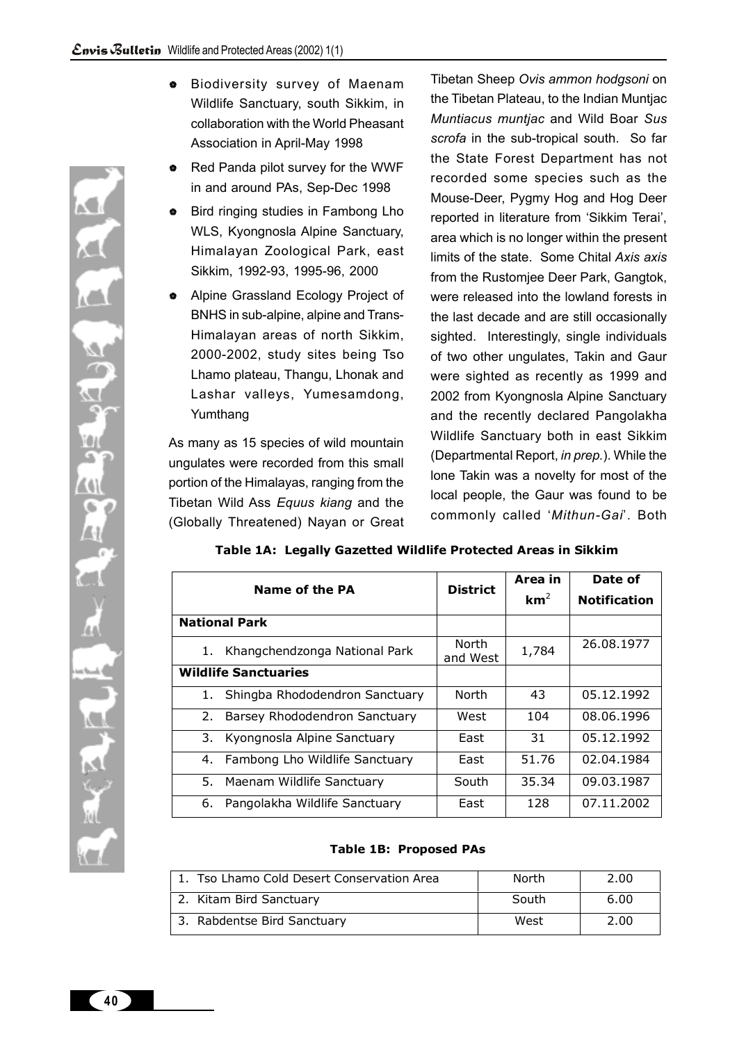- Biodiversity survey of Maenam Wildlife Sanctuary, south Sikkim, in collaboration with the World Pheasant Association in April-May 1998
- Red Panda pilot survey for the WWF in and around PAs, Sep-Dec 1998
- Bird ringing studies in Fambong Lho WLS, Kyongnosla Alpine Sanctuary, Himalayan Zoological Park, east Sikkim, 1992-93, 1995-96, 2000
- Alpine Grassland Ecology Project of BNHS in sub-alpine, alpine and Trans-Himalayan areas of north Sikkim, 2000-2002, study sites being Tso Lhamo plateau, Thangu, Lhonak and Lashar valleys, Yumesamdong, Yumthang

As many as 15 species of wild mountain ungulates were recorded from this small portion of the Himalayas, ranging from the Tibetan Wild Ass *Equus kiang* and the (Globally Threatened) Nayan or Great Tibetan Sheep *Ovis ammon hodgsoni* on the Tibetan Plateau, to the Indian Muntjac *Muntiacus muntjac* and Wild Boar *Sus scrofa* in the sub-tropical south. So far the State Forest Department has not recorded some species such as the Mouse-Deer, Pygmy Hog and Hog Deer reported in literature from 'Sikkim Terai', area which is no longer within the present limits of the state. Some Chital *Axis axis* from the Rustomjee Deer Park, Gangtok, were released into the lowland forests in the last decade and are still occasionally sighted. Interestingly, single individuals of two other ungulates, Takin and Gaur were sighted as recently as 1999 and 2002 from Kyongnosla Alpine Sanctuary and the recently declared Pangolakha Wildlife Sanctuary both in east Sikkim (Departmental Report, *in prep.*). While the lone Takin was a novelty for most of the local people, the Gaur was found to be commonly called '*Mithun-Gai*'. Both

**Table 1A: Legally Gazetted Wildlife Protected Areas in Sikkim**

| Name of the PA | District | Area in km$^2$ | Date of Notification |
|---|---|---|---|
| **National Park** | | | |
| 1. Khangchendzonga National Park | North and West | 1,784 | 26.08.1977 |
| **Wildlife Sanctuaries** | | | |
| 1. Shingba Rhododendron Sanctuary | North | 43 | 05.12.1992 |
| 2. Barsey Rhododendron Sanctuary | West | 104 | 08.06.1996 |
| 3. Kyongnosla Alpine Sanctuary | East | 31 | 05.12.1992 |
| 4. Fambong Lho Wildlife Sanctuary | East | 51.76 | 02.04.1984 |
| 5. Maenam Wildlife Sanctuary | South | 35.34 | 09.03.1987 |
| 6. Pangolakha Wildlife Sanctuary | East | 128 | 07.11.2002 |

**Table 1B: Proposed PAs**

| Name | District | Area |
|---|---|---|
| 1. Tso Lhamo Cold Desert Conservation Area | North | 2.00 |
| 2. Kitam Bird Sanctuary | South | 6.00 |
| 3. Rabdentse Bird Sanctuary | West | 2.00 |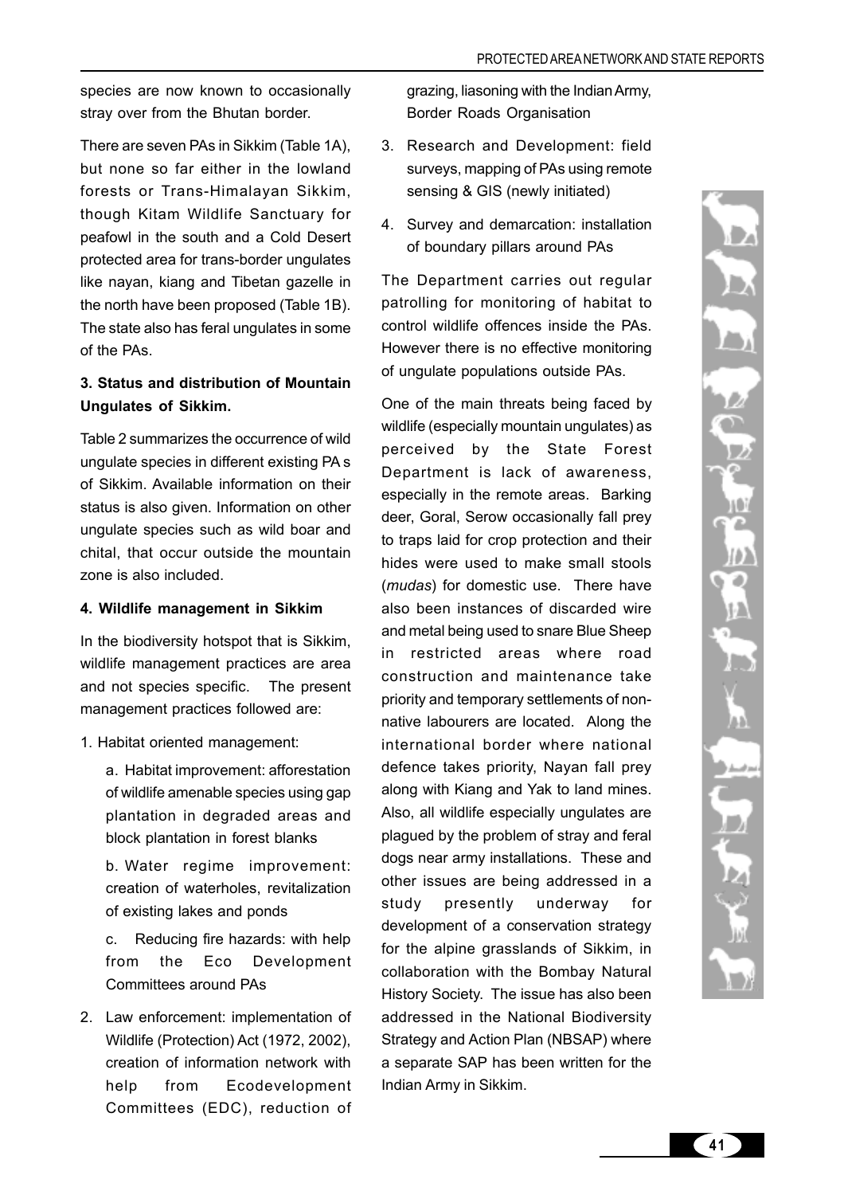species are now known to occasionally stray over from the Bhutan border.

There are seven PAs in Sikkim (Table 1A), but none so far either in the lowland forests or Trans-Himalayan Sikkim, though Kitam Wildlife Sanctuary for peafowl in the south and a Cold Desert protected area for trans-border ungulates like nayan, kiang and Tibetan gazelle in the north have been proposed (Table 1B). The state also has feral ungulates in some of the PAs.

### 3. Status and distribution of Mountain Ungulates of Sikkim.

Table 2 summarizes the occurrence of wild ungulate species in different existing PA s of Sikkim. Available information on their status is also given. Information on other ungulate species such as wild boar and chital, that occur outside the mountain zone is also included.

### 4. Wildlife management in Sikkim

In the biodiversity hotspot that is Sikkim, wildlife management practices are area and not species specific. The present management practices followed are:

1. Habitat oriented management:
   
   a. Habitat improvement: afforestation of wildlife amenable species using gap plantation in degraded areas and block plantation in forest blanks
   
   b. Water regime improvement: creation of waterholes, revitalization of existing lakes and ponds
   
   c. Reducing fire hazards: with help from the Eco Development Committees around PAs

2. Law enforcement: implementation of Wildlife (Protection) Act (1972, 2002), creation of information network with help from Ecodevelopment Committees (EDC), reduction of grazing, liasoning with the Indian Army, Border Roads Organisation

3. Research and Development: field surveys, mapping of PAs using remote sensing & GIS (newly initiated)

4. Survey and demarcation: installation of boundary pillars around PAs

The Department carries out regular patrolling for monitoring of habitat to control wildlife offences inside the PAs. However there is no effective monitoring of ungulate populations outside PAs.

One of the main threats being faced by wildlife (especially mountain ungulates) as perceived by the State Forest Department is lack of awareness, especially in the remote areas. Barking deer, Goral, Serow occasionally fall prey to traps laid for crop protection and their hides were used to make small stools (*mudas*) for domestic use. There have also been instances of discarded wire and metal being used to snare Blue Sheep in restricted areas where road construction and maintenance take priority and temporary settlements of non-native labourers are located. Along the international border where national defence takes priority, Nayan fall prey along with Kiang and Yak to land mines. Also, all wildlife especially ungulates are plagued by the problem of stray and feral dogs near army installations. These and other issues are being addressed in a study presently underway for development of a conservation strategy for the alpine grasslands of Sikkim, in collaboration with the Bombay Natural History Society. The issue has also been addressed in the National Biodiversity Strategy and Action Plan (NBSAP) where a separate SAP has been written for the Indian Army in Sikkim.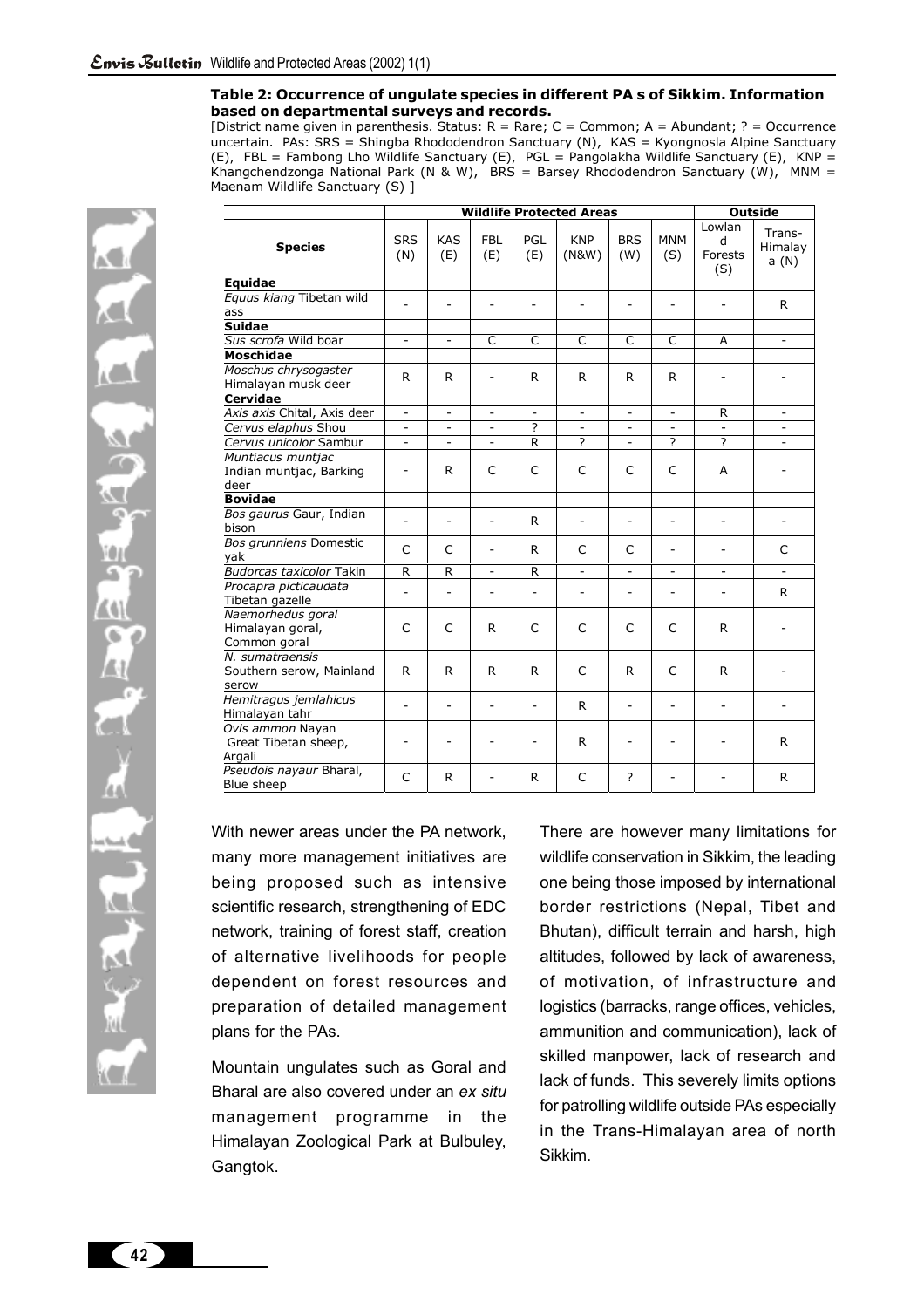**Table 2: Occurrence of ungulate species in different PA s of Sikkim. Information based on departmental surveys and records.**

[District name given in parenthesis. Status: R = Rare; C = Common; A = Abundant; ? = Occurrence uncertain. PAs: SRS = Shingba Rhododendron Sanctuary (N), KAS = Kyongnosla Alpine Sanctuary (E), FBL = Fambong Lho Wildlife Sanctuary (E), PGL = Pangolakha Wildlife Sanctuary (E), KNP = Khangchendzonga National Park (N & W), BRS = Barsey Rhododendron Sanctuary (W), MNM = Maenam Wildlife Sanctuary (S) ]

| Species | Wildlife Protected Areas | | | | | | | Outside | |
|---|---|---|---|---|---|---|---|---|---|
| | SRS (N) | KAS (E) | FBL (E) | PGL (E) | KNP (N&W) | BRS (W) | MNM (S) | Lowland Forests (S) | Trans-Himalaya (N) |
| **Equidae** | | | | | | | | | |
| *Equus kiang* Tibetan wild ass | - | - | - | - | - | - | - | - | R |
| **Suidae** | | | | | | | | | |
| *Sus scrofa* Wild boar | - | - | C | C | C | C | C | A | - |
| **Moschidae** | | | | | | | | | |
| *Moschus chrysogaster* Himalayan musk deer | R | R | - | R | R | R | R | - | - |
| **Cervidae** | | | | | | | | | |
| *Axis axis* Chital, Axis deer | - | - | - | - | - | - | - | R | - |
| *Cervus elaphus* Shou | - | - | - | ? | - | - | - | - | - |
| *Cervus unicolor* Sambur | - | - | - | R | ? | - | ? | ? | - |
| *Muntiacus muntjac* Indian muntjac, Barking deer | - | R | C | C | C | C | C | A | - |
| **Bovidae** | | | | | | | | | |
| *Bos gaurus* Gaur, Indian bison | - | - | - | R | - | - | - | - | - |
| *Bos grunniens* Domestic yak | C | C | - | R | C | C | - | - | C |
| *Budorcas taxicolor* Takin | R | R | - | R | - | - | - | - | - |
| *Procapra picticaudata* Tibetan gazelle | - | - | - | - | - | - | - | - | R |
| *Naemorhedus goral* Himalayan goral, Common goral | C | C | R | C | C | C | C | R | - |
| *N. sumatraensis* Southern serow, Mainland serow | R | R | R | R | C | R | C | R | - |
| *Hemitragus jemlahicus* Himalayan tahr | - | - | - | - | R | - | - | - | - |
| *Ovis ammon* Nayan Great Tibetan sheep, Argali | - | - | - | - | R | - | - | - | R |
| *Pseudois nayaur* Bharal, Blue sheep | C | R | - | R | C | ? | - | - | R |

With newer areas under the PA network, many more management initiatives are being proposed such as intensive scientific research, strengthening of EDC network, training of forest staff, creation of alternative livelihoods for people dependent on forest resources and preparation of detailed management plans for the PAs.

Mountain ungulates such as Goral and Bharal are also covered under an *ex situ* management programme in the Himalayan Zoological Park at Bulbuley, Gangtok.

There are however many limitations for wildlife conservation in Sikkim, the leading one being those imposed by international border restrictions (Nepal, Tibet and Bhutan), difficult terrain and harsh, high altitudes, followed by lack of awareness, of motivation, of infrastructure and logistics (barracks, range offices, vehicles, ammunition and communication), lack of skilled manpower, lack of research and lack of funds. This severely limits options for patrolling wildlife outside PAs especially in the Trans-Himalayan area of north Sikkim.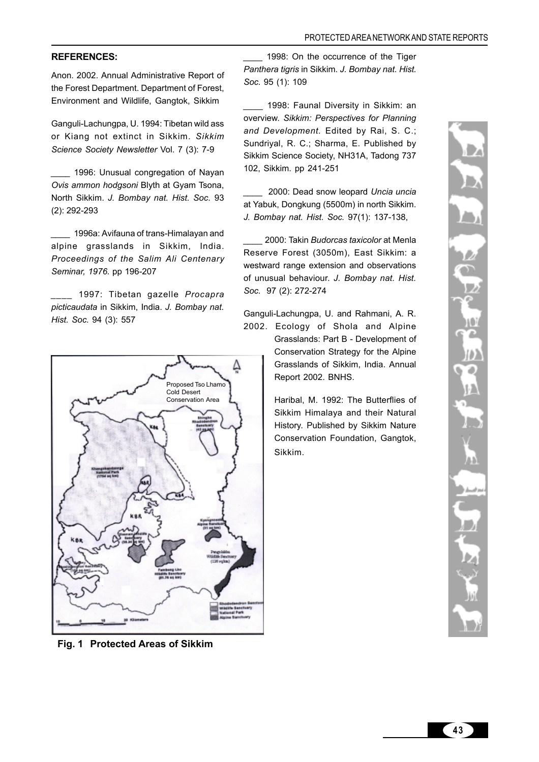## REFERENCES:

Anon. 2002. Annual Administrative Report of the Forest Department. Department of Forest, Environment and Wildlife, Gangtok, Sikkim

Ganguli-Lachungpa, U. 1994: Tibetan wild ass or Kiang not extinct in Sikkim. *Sikkim Science Society Newsletter* Vol. 7 (3): 7-9

____ 1996: Unusual congregation of Nayan *Ovis ammon hodgsoni* Blyth at Gyam Tsona, North Sikkim. *J. Bombay nat. Hist. Soc.* 93 (2): 292-293

____ 1996a: Avifauna of trans-Himalayan and alpine grasslands in Sikkim, India. *Proceedings of the Salim Ali Centenary Seminar, 1976.* pp 196-207

____ 1997: Tibetan gazelle *Procapra picticaudata* in Sikkim, India. *J. Bombay nat. Hist. Soc.* 94 (3): 557

____ 1998: On the occurrence of the Tiger *Panthera tigris* in Sikkim. *J. Bombay nat. Hist. Soc.* 95 (1): 109

____ 1998: Faunal Diversity in Sikkim: an overview. *Sikkim: Perspectives for Planning and Development.* Edited by Rai, S. C.; Sundriyal, R. C.; Sharma, E. Published by Sikkim Science Society, NH31A, Tadong 737 102, Sikkim. pp 241-251

____ 2000: Dead snow leopard *Uncia uncia* at Yabuk, Dongkung (5500m) in north Sikkim. *J. Bombay nat. Hist. Soc.* 97(1): 137-138,

____ 2000: Takin *Budorcas taxicolor* at Menla Reserve Forest (3050m), East Sikkim: a westward range extension and observations of unusual behaviour. *J. Bombay nat. Hist. Soc.* 97 (2): 272-274

Ganguli-Lachungpa, U. and Rahmani, A. R. 2002. Ecology of Shola and Alpine Grasslands: Part B - Development of Conservation Strategy for the Alpine Grasslands of Sikkim, India. Annual Report 2002. BNHS.

Haribal, M. 1992: The Butterflies of Sikkim Himalaya and their Natural History. Published by Sikkim Nature Conservation Foundation, Gangtok, Sikkim.

Proposed Tso Lhamo Cold Desert Conservation Area

**Fig. 1 Protected Areas of Sikkim**